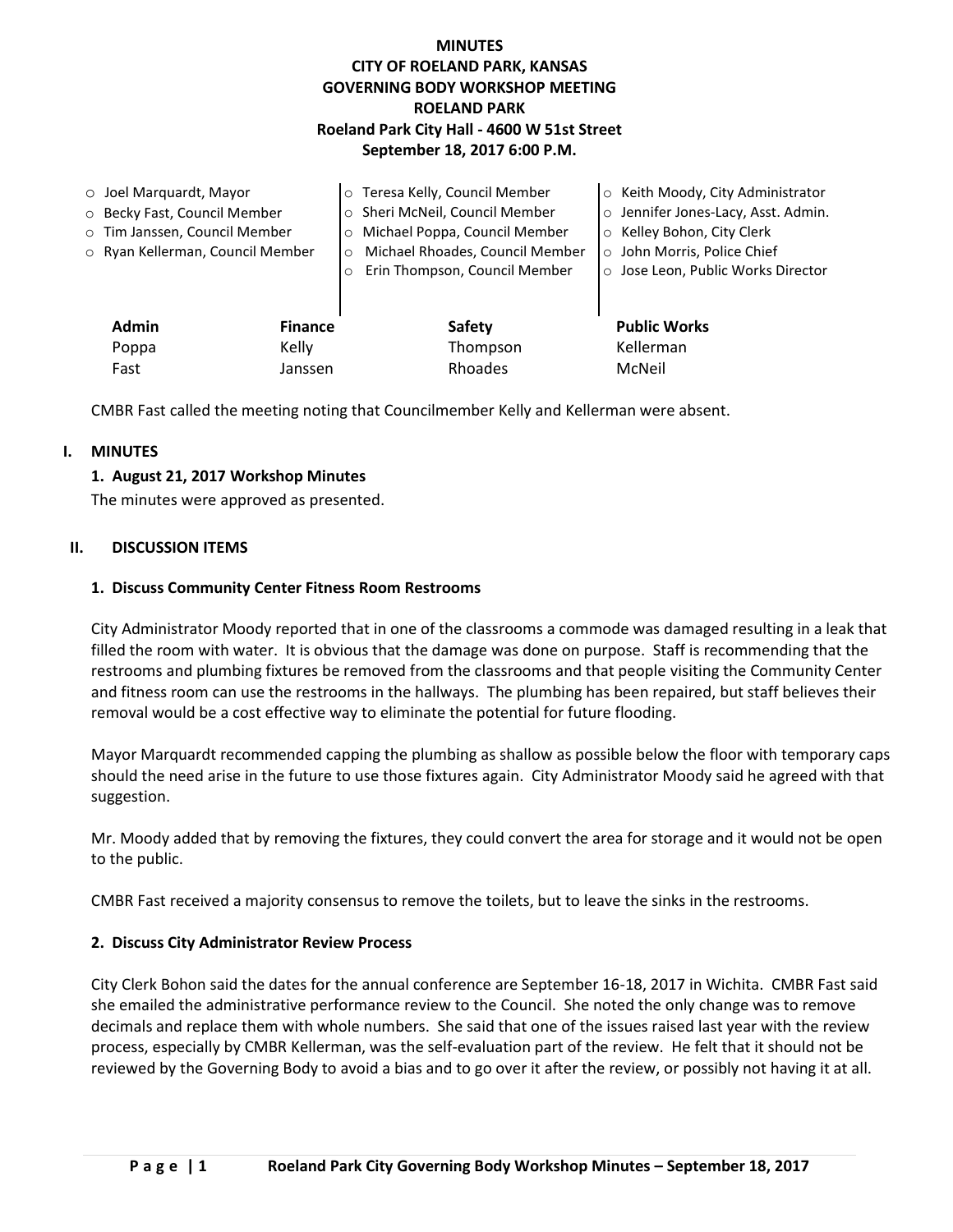# MINUTES
# CITY OF ROELAND PARK, KANSAS
# GOVERNING BODY WORKSHOP MEETING
# ROELAND PARK
## Roeland Park City Hall - 4600 W 51st Street
## September 18, 2017 6:00 P.M.

- Joel Marquardt, Mayor
- Becky Fast, Council Member
- Tim Janssen, Council Member
- Ryan Kellerman, Council Member
- Teresa Kelly, Council Member
- Sheri McNeil, Council Member
- Michael Poppa, Council Member
- Michael Rhoades, Council Member
- Erin Thompson, Council Member
- Keith Moody, City Administrator
- Jennifer Jones-Lacy, Asst. Admin.
- Kelley Bohon, City Clerk
- John Morris, Police Chief
- Jose Leon, Public Works Director

| Admin | Finance | Safety | Public Works |
|---|---|---|---|
| Poppa | Kelly | Thompson | Kellerman |
| Fast | Janssen | Rhoades | McNeil |

CMBR Fast called the meeting noting that Councilmember Kelly and Kellerman were absent.

## I. MINUTES

### 1. August 21, 2017 Workshop Minutes

The minutes were approved as presented.

## II. DISCUSSION ITEMS

### 1. Discuss Community Center Fitness Room Restrooms

City Administrator Moody reported that in one of the classrooms a commode was damaged resulting in a leak that filled the room with water. It is obvious that the damage was done on purpose. Staff is recommending that the restrooms and plumbing fixtures be removed from the classrooms and that people visiting the Community Center and fitness room can use the restrooms in the hallways. The plumbing has been repaired, but staff believes their removal would be a cost effective way to eliminate the potential for future flooding.

Mayor Marquardt recommended capping the plumbing as shallow as possible below the floor with temporary caps should the need arise in the future to use those fixtures again. City Administrator Moody said he agreed with that suggestion.

Mr. Moody added that by removing the fixtures, they could convert the area for storage and it would not be open to the public.

CMBR Fast received a majority consensus to remove the toilets, but to leave the sinks in the restrooms.

### 2. Discuss City Administrator Review Process

City Clerk Bohon said the dates for the annual conference are September 16-18, 2017 in Wichita. CMBR Fast said she emailed the administrative performance review to the Council. She noted the only change was to remove decimals and replace them with whole numbers. She said that one of the issues raised last year with the review process, especially by CMBR Kellerman, was the self-evaluation part of the review. He felt that it should not be reviewed by the Governing Body to avoid a bias and to go over it after the review, or possibly not having it at all.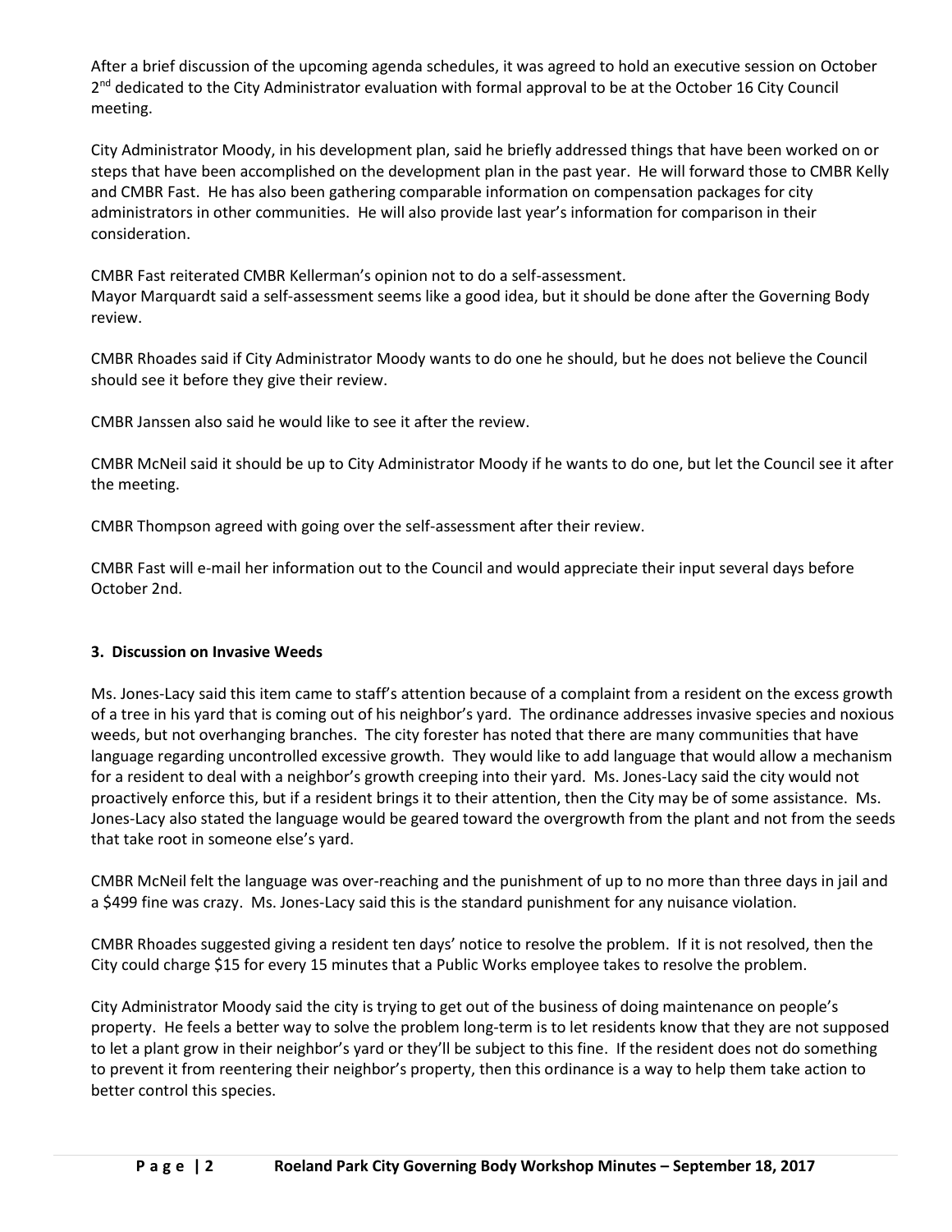After a brief discussion of the upcoming agenda schedules, it was agreed to hold an executive session on October 2nd dedicated to the City Administrator evaluation with formal approval to be at the October 16 City Council meeting.

City Administrator Moody, in his development plan, said he briefly addressed things that have been worked on or steps that have been accomplished on the development plan in the past year. He will forward those to CMBR Kelly and CMBR Fast. He has also been gathering comparable information on compensation packages for city administrators in other communities. He will also provide last year's information for comparison in their consideration.

CMBR Fast reiterated CMBR Kellerman's opinion not to do a self-assessment.
Mayor Marquardt said a self-assessment seems like a good idea, but it should be done after the Governing Body review.

CMBR Rhoades said if City Administrator Moody wants to do one he should, but he does not believe the Council should see it before they give their review.

CMBR Janssen also said he would like to see it after the review.

CMBR McNeil said it should be up to City Administrator Moody if he wants to do one, but let the Council see it after the meeting.

CMBR Thompson agreed with going over the self-assessment after their review.

CMBR Fast will e-mail her information out to the Council and would appreciate their input several days before October 2nd.

**3. Discussion on Invasive Weeds**

Ms. Jones-Lacy said this item came to staff's attention because of a complaint from a resident on the excess growth of a tree in his yard that is coming out of his neighbor's yard. The ordinance addresses invasive species and noxious weeds, but not overhanging branches. The city forester has noted that there are many communities that have language regarding uncontrolled excessive growth. They would like to add language that would allow a mechanism for a resident to deal with a neighbor's growth creeping into their yard. Ms. Jones-Lacy said the city would not proactively enforce this, but if a resident brings it to their attention, then the City may be of some assistance. Ms. Jones-Lacy also stated the language would be geared toward the overgrowth from the plant and not from the seeds that take root in someone else's yard.

CMBR McNeil felt the language was over-reaching and the punishment of up to no more than three days in jail and a $499 fine was crazy. Ms. Jones-Lacy said this is the standard punishment for any nuisance violation.

CMBR Rhoades suggested giving a resident ten days' notice to resolve the problem. If it is not resolved, then the City could charge $15 for every 15 minutes that a Public Works employee takes to resolve the problem.

City Administrator Moody said the city is trying to get out of the business of doing maintenance on people's property. He feels a better way to solve the problem long-term is to let residents know that they are not supposed to let a plant grow in their neighbor's yard or they'll be subject to this fine. If the resident does not do something to prevent it from reentering their neighbor's property, then this ordinance is a way to help them take action to better control this species.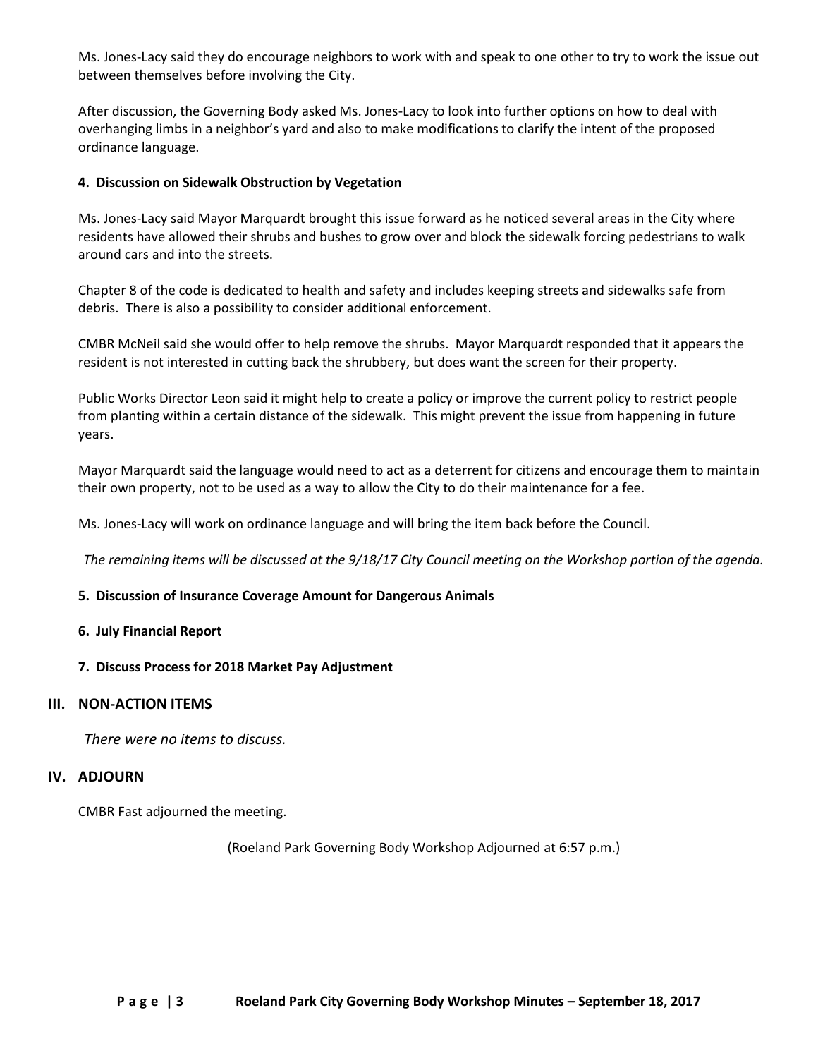Ms. Jones-Lacy said they do encourage neighbors to work with and speak to one other to try to work the issue out between themselves before involving the City.

After discussion, the Governing Body asked Ms. Jones-Lacy to look into further options on how to deal with overhanging limbs in a neighbor's yard and also to make modifications to clarify the intent of the proposed ordinance language.

**4. Discussion on Sidewalk Obstruction by Vegetation**

Ms. Jones-Lacy said Mayor Marquardt brought this issue forward as he noticed several areas in the City where residents have allowed their shrubs and bushes to grow over and block the sidewalk forcing pedestrians to walk around cars and into the streets.

Chapter 8 of the code is dedicated to health and safety and includes keeping streets and sidewalks safe from debris. There is also a possibility to consider additional enforcement.

CMBR McNeil said she would offer to help remove the shrubs. Mayor Marquardt responded that it appears the resident is not interested in cutting back the shrubbery, but does want the screen for their property.

Public Works Director Leon said it might help to create a policy or improve the current policy to restrict people from planting within a certain distance of the sidewalk. This might prevent the issue from happening in future years.

Mayor Marquardt said the language would need to act as a deterrent for citizens and encourage them to maintain their own property, not to be used as a way to allow the City to do their maintenance for a fee.

Ms. Jones-Lacy will work on ordinance language and will bring the item back before the Council.

*The remaining items will be discussed at the 9/18/17 City Council meeting on the Workshop portion of the agenda.*

**5. Discussion of Insurance Coverage Amount for Dangerous Animals**

**6. July Financial Report**

**7. Discuss Process for 2018 Market Pay Adjustment**

## III. NON-ACTION ITEMS

*There were no items to discuss.*

## IV. ADJOURN

CMBR Fast adjourned the meeting.

(Roeland Park Governing Body Workshop Adjourned at 6:57 p.m.)